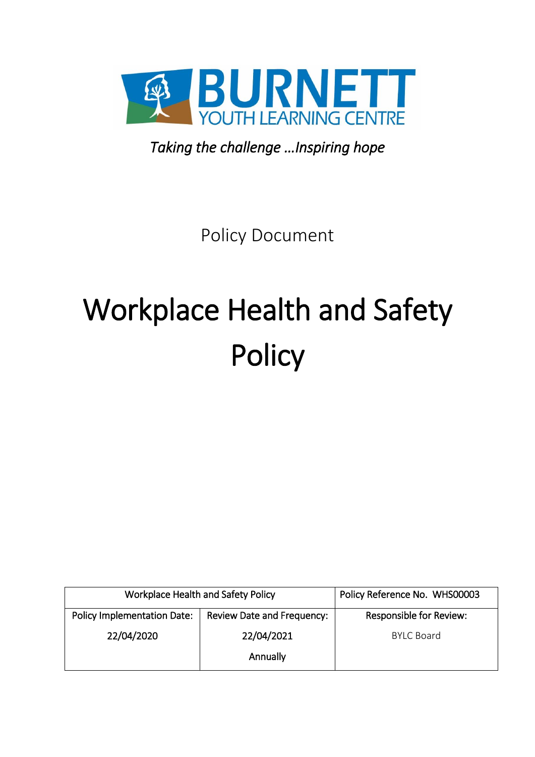BURNETT YOUTH LEARNING CENTRE

*Taking the challenge …Inspiring hope*

Policy Document

# Workplace Health and Safety Policy

| Workplace Health and Safety Policy | | Policy Reference No. WHS00003 |
|---|---|---|
| Policy Implementation Date: | Review Date and Frequency: | Responsible for Review: |
| 22/04/2020 | 22/04/2021<br>Annually | BYLC Board |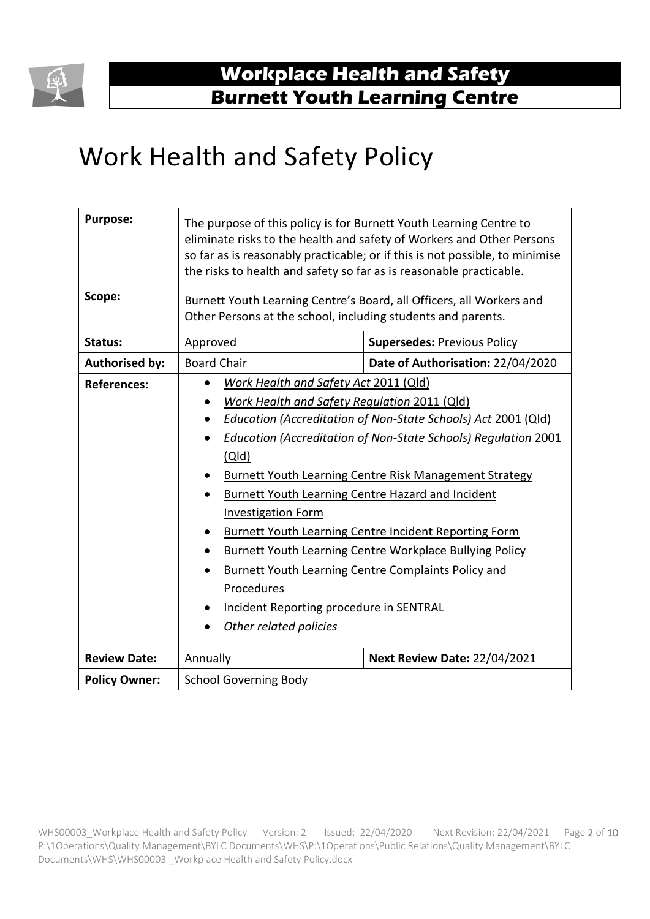# Work Health and Safety Policy

| **Purpose:** | The purpose of this policy is for Burnett Youth Learning Centre to eliminate risks to the health and safety of Workers and Other Persons so far as is reasonably practicable; or if this is not possible, to minimise the risks to health and safety so far as is reasonable practicable. | |
|---|---|---|
| **Scope:** | Burnett Youth Learning Centre's Board, all Officers, all Workers and Other Persons at the school, including students and parents. | |
| **Status:** | Approved | **Supersedes:** Previous Policy |
| **Authorised by:** | Board Chair | **Date of Authorisation:** 22/04/2020 |
| **References:** | • *Work Health and Safety Act* 2011 (Qld)<br>• *Work Health and Safety Regulation* 2011 (Qld)<br>• *Education (Accreditation of Non-State Schools) Act* 2001 (Qld)<br>• *Education (Accreditation of Non-State Schools) Regulation* 2001 (Qld)<br>• Burnett Youth Learning Centre Risk Management Strategy<br>• Burnett Youth Learning Centre Hazard and Incident Investigation Form<br>• Burnett Youth Learning Centre Incident Reporting Form<br>• Burnett Youth Learning Centre Workplace Bullying Policy<br>• Burnett Youth Learning Centre Complaints Policy and Procedures<br>• Incident Reporting procedure in SENTRAL<br>• *Other related policies* | |
| **Review Date:** | Annually | **Next Review Date:** 22/04/2021 |
| **Policy Owner:** | School Governing Body | |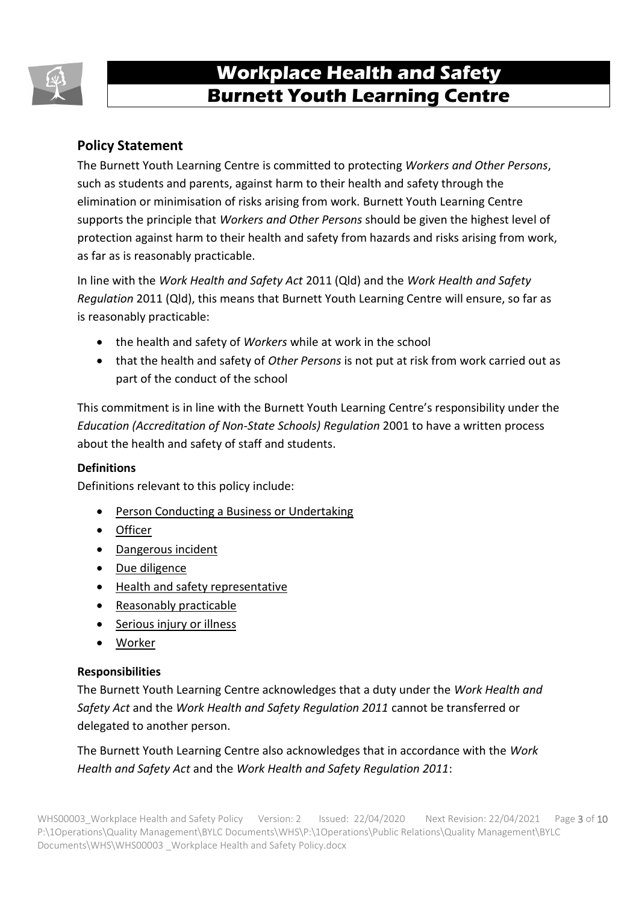## Policy Statement

The Burnett Youth Learning Centre is committed to protecting *Workers and Other Persons*, such as students and parents, against harm to their health and safety through the elimination or minimisation of risks arising from work. Burnett Youth Learning Centre supports the principle that *Workers and Other Persons* should be given the highest level of protection against harm to their health and safety from hazards and risks arising from work, as far as is reasonably practicable.

In line with the *Work Health and Safety Act* 2011 (Qld) and the *Work Health and Safety Regulation* 2011 (Qld), this means that Burnett Youth Learning Centre will ensure, so far as is reasonably practicable:

- the health and safety of *Workers* while at work in the school
- that the health and safety of *Other Persons* is not put at risk from work carried out as part of the conduct of the school

This commitment is in line with the Burnett Youth Learning Centre's responsibility under the *Education (Accreditation of Non-State Schools) Regulation* 2001 to have a written process about the health and safety of staff and students.

### Definitions

Definitions relevant to this policy include:

- Person Conducting a Business or Undertaking
- Officer
- Dangerous incident
- Due diligence
- Health and safety representative
- Reasonably practicable
- Serious injury or illness
- Worker

### Responsibilities

The Burnett Youth Learning Centre acknowledges that a duty under the *Work Health and Safety Act* and the *Work Health and Safety Regulation 2011* cannot be transferred or delegated to another person.

The Burnett Youth Learning Centre also acknowledges that in accordance with the *Work Health and Safety Act* and the *Work Health and Safety Regulation 2011*: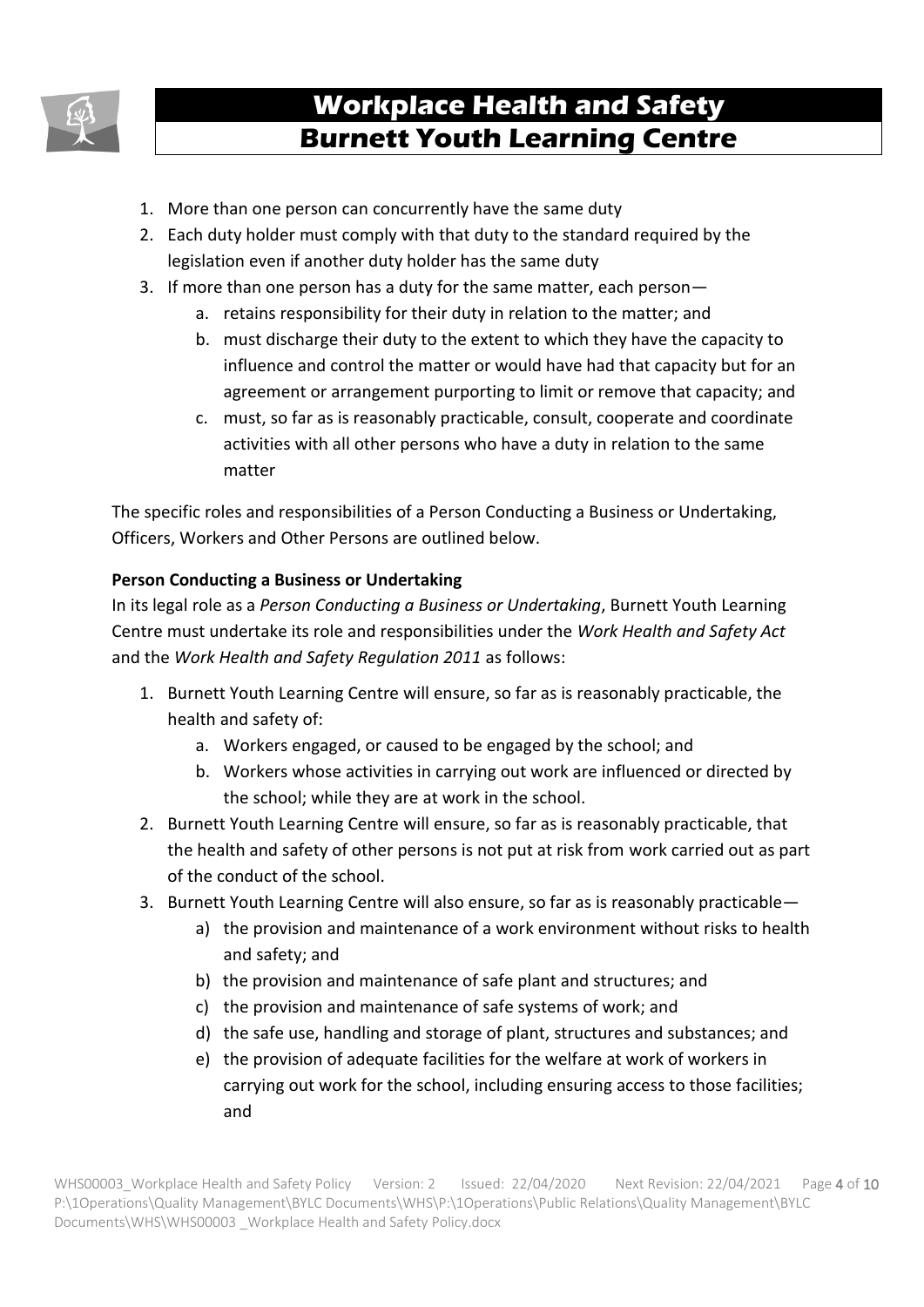1. More than one person can concurrently have the same duty
2. Each duty holder must comply with that duty to the standard required by the legislation even if another duty holder has the same duty
3. If more than one person has a duty for the same matter, each person—
    a. retains responsibility for their duty in relation to the matter; and
    b. must discharge their duty to the extent to which they have the capacity to influence and control the matter or would have had that capacity but for an agreement or arrangement purporting to limit or remove that capacity; and
    c. must, so far as is reasonably practicable, consult, cooperate and coordinate activities with all other persons who have a duty in relation to the same matter

The specific roles and responsibilities of a Person Conducting a Business or Undertaking, Officers, Workers and Other Persons are outlined below.

**Person Conducting a Business or Undertaking**

In its legal role as a *Person Conducting a Business or Undertaking*, Burnett Youth Learning Centre must undertake its role and responsibilities under the *Work Health and Safety Act* and the *Work Health and Safety Regulation 2011* as follows:

1. Burnett Youth Learning Centre will ensure, so far as is reasonably practicable, the health and safety of:
    a. Workers engaged, or caused to be engaged by the school; and
    b. Workers whose activities in carrying out work are influenced or directed by the school; while they are at work in the school.
2. Burnett Youth Learning Centre will ensure, so far as is reasonably practicable, that the health and safety of other persons is not put at risk from work carried out as part of the conduct of the school.
3. Burnett Youth Learning Centre will also ensure, so far as is reasonably practicable—
    a) the provision and maintenance of a work environment without risks to health and safety; and
    b) the provision and maintenance of safe plant and structures; and
    c) the provision and maintenance of safe systems of work; and
    d) the safe use, handling and storage of plant, structures and substances; and
    e) the provision of adequate facilities for the welfare at work of workers in carrying out work for the school, including ensuring access to those facilities; and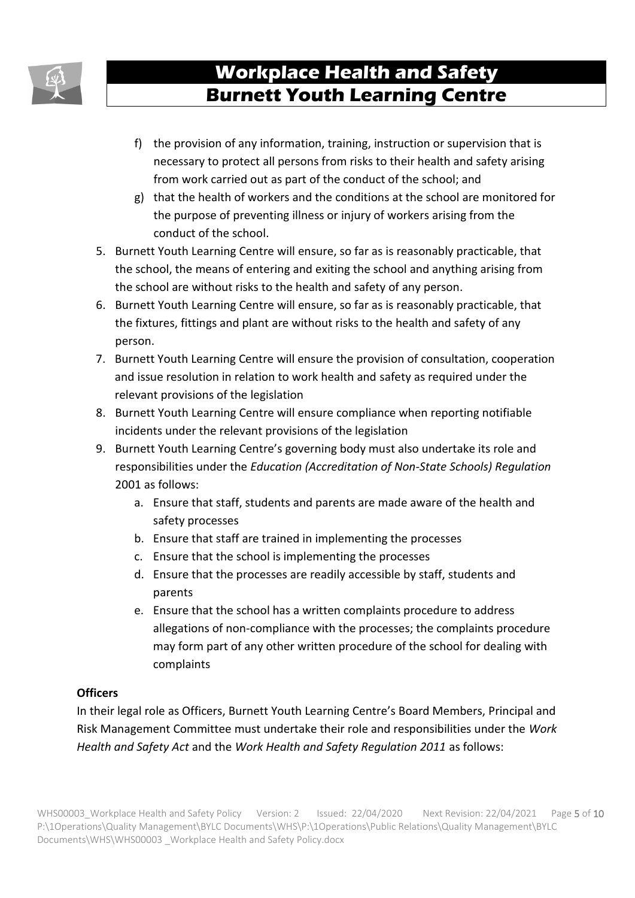f) the provision of any information, training, instruction or supervision that is necessary to protect all persons from risks to their health and safety arising from work carried out as part of the conduct of the school; and
g) that the health of workers and the conditions at the school are monitored for the purpose of preventing illness or injury of workers arising from the conduct of the school.

5. Burnett Youth Learning Centre will ensure, so far as is reasonably practicable, that the school, the means of entering and exiting the school and anything arising from the school are without risks to the health and safety of any person.
6. Burnett Youth Learning Centre will ensure, so far as is reasonably practicable, that the fixtures, fittings and plant are without risks to the health and safety of any person.
7. Burnett Youth Learning Centre will ensure the provision of consultation, cooperation and issue resolution in relation to work health and safety as required under the relevant provisions of the legislation
8. Burnett Youth Learning Centre will ensure compliance when reporting notifiable incidents under the relevant provisions of the legislation
9. Burnett Youth Learning Centre's governing body must also undertake its role and responsibilities under the *Education (Accreditation of Non-State Schools) Regulation* 2001 as follows:
    a. Ensure that staff, students and parents are made aware of the health and safety processes
    b. Ensure that staff are trained in implementing the processes
    c. Ensure that the school is implementing the processes
    d. Ensure that the processes are readily accessible by staff, students and parents
    e. Ensure that the school has a written complaints procedure to address allegations of non-compliance with the processes; the complaints procedure may form part of any other written procedure of the school for dealing with complaints

**Officers**

In their legal role as Officers, Burnett Youth Learning Centre's Board Members, Principal and Risk Management Committee must undertake their role and responsibilities under the *Work Health and Safety Act* and the *Work Health and Safety Regulation 2011* as follows: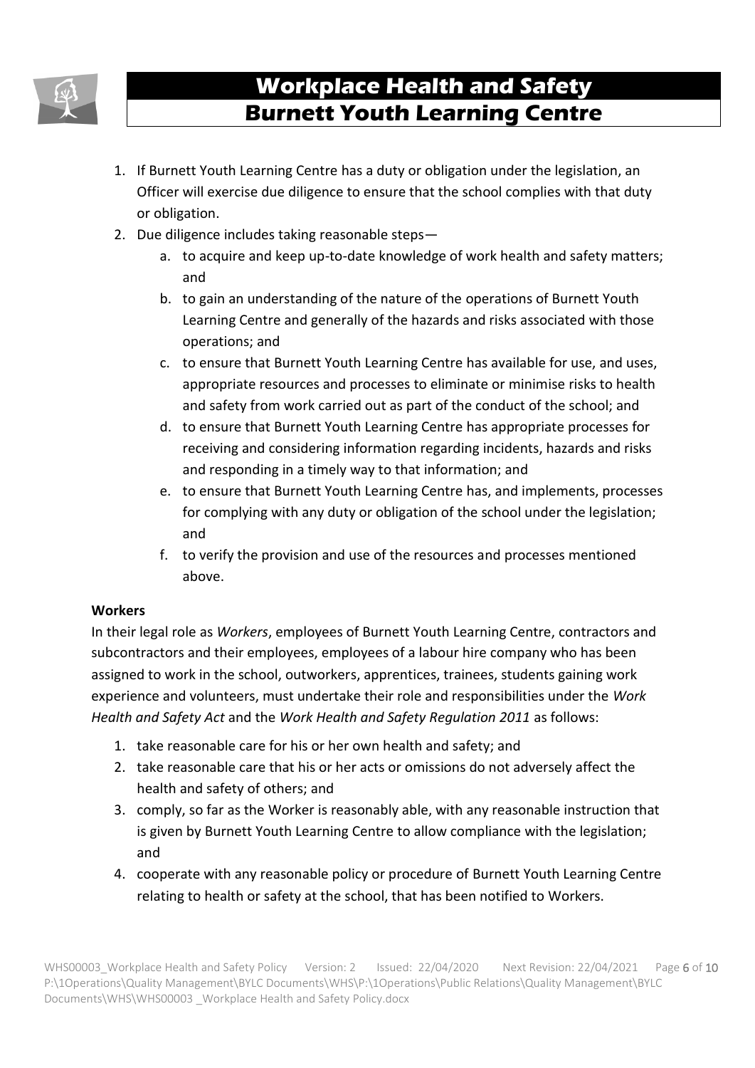1. If Burnett Youth Learning Centre has a duty or obligation under the legislation, an Officer will exercise due diligence to ensure that the school complies with that duty or obligation.
2. Due diligence includes taking reasonable steps—
   a. to acquire and keep up-to-date knowledge of work health and safety matters; and
   b. to gain an understanding of the nature of the operations of Burnett Youth Learning Centre and generally of the hazards and risks associated with those operations; and
   c. to ensure that Burnett Youth Learning Centre has available for use, and uses, appropriate resources and processes to eliminate or minimise risks to health and safety from work carried out as part of the conduct of the school; and
   d. to ensure that Burnett Youth Learning Centre has appropriate processes for receiving and considering information regarding incidents, hazards and risks and responding in a timely way to that information; and
   e. to ensure that Burnett Youth Learning Centre has, and implements, processes for complying with any duty or obligation of the school under the legislation; and
   f. to verify the provision and use of the resources and processes mentioned above.

**Workers**

In their legal role as *Workers*, employees of Burnett Youth Learning Centre, contractors and subcontractors and their employees, employees of a labour hire company who has been assigned to work in the school, outworkers, apprentices, trainees, students gaining work experience and volunteers, must undertake their role and responsibilities under the *Work Health and Safety Act* and the *Work Health and Safety Regulation 2011* as follows:

1. take reasonable care for his or her own health and safety; and
2. take reasonable care that his or her acts or omissions do not adversely affect the health and safety of others; and
3. comply, so far as the Worker is reasonably able, with any reasonable instruction that is given by Burnett Youth Learning Centre to allow compliance with the legislation; and
4. cooperate with any reasonable policy or procedure of Burnett Youth Learning Centre relating to health or safety at the school, that has been notified to Workers.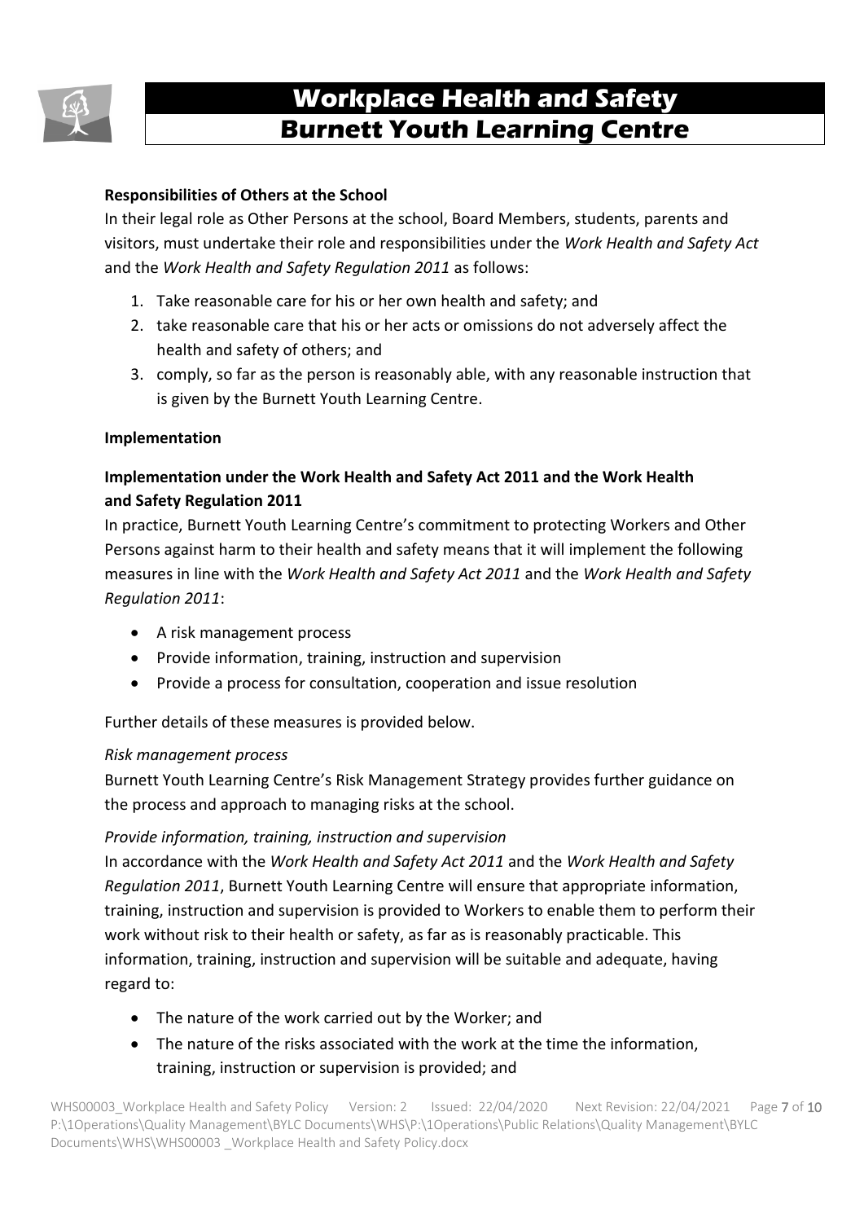**Responsibilities of Others at the School**

In their legal role as Other Persons at the school, Board Members, students, parents and visitors, must undertake their role and responsibilities under the *Work Health and Safety Act* and the *Work Health and Safety Regulation 2011* as follows:

1. Take reasonable care for his or her own health and safety; and
2. take reasonable care that his or her acts or omissions do not adversely affect the health and safety of others; and
3. comply, so far as the person is reasonably able, with any reasonable instruction that is given by the Burnett Youth Learning Centre.

**Implementation**

**Implementation under the Work Health and Safety Act 2011 and the Work Health and Safety Regulation 2011**

In practice, Burnett Youth Learning Centre's commitment to protecting Workers and Other Persons against harm to their health and safety means that it will implement the following measures in line with the *Work Health and Safety Act 2011* and the *Work Health and Safety Regulation 2011*:

- A risk management process
- Provide information, training, instruction and supervision
- Provide a process for consultation, cooperation and issue resolution

Further details of these measures is provided below.

*Risk management process*

Burnett Youth Learning Centre's Risk Management Strategy provides further guidance on the process and approach to managing risks at the school.

*Provide information, training, instruction and supervision*

In accordance with the *Work Health and Safety Act 2011* and the *Work Health and Safety Regulation 2011*, Burnett Youth Learning Centre will ensure that appropriate information, training, instruction and supervision is provided to Workers to enable them to perform their work without risk to their health or safety, as far as is reasonably practicable. This information, training, instruction and supervision will be suitable and adequate, having regard to:

- The nature of the work carried out by the Worker; and
- The nature of the risks associated with the work at the time the information, training, instruction or supervision is provided; and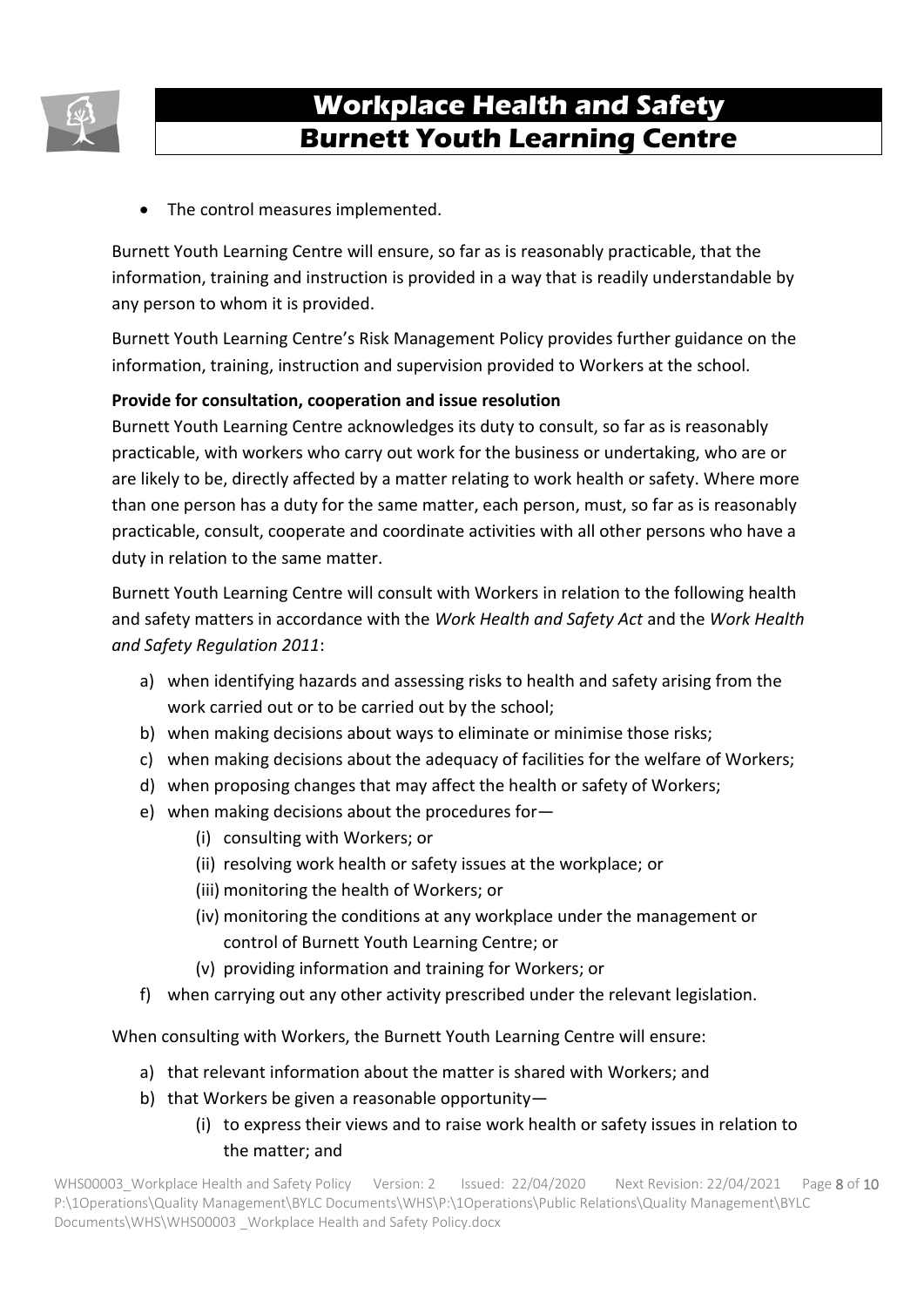- The control measures implemented.

Burnett Youth Learning Centre will ensure, so far as is reasonably practicable, that the information, training and instruction is provided in a way that is readily understandable by any person to whom it is provided.

Burnett Youth Learning Centre's Risk Management Policy provides further guidance on the information, training, instruction and supervision provided to Workers at the school.

**Provide for consultation, cooperation and issue resolution**

Burnett Youth Learning Centre acknowledges its duty to consult, so far as is reasonably practicable, with workers who carry out work for the business or undertaking, who are or are likely to be, directly affected by a matter relating to work health or safety. Where more than one person has a duty for the same matter, each person, must, so far as is reasonably practicable, consult, cooperate and coordinate activities with all other persons who have a duty in relation to the same matter.

Burnett Youth Learning Centre will consult with Workers in relation to the following health and safety matters in accordance with the *Work Health and Safety Act* and the *Work Health and Safety Regulation 2011*:

a) when identifying hazards and assessing risks to health and safety arising from the work carried out or to be carried out by the school;
b) when making decisions about ways to eliminate or minimise those risks;
c) when making decisions about the adequacy of facilities for the welfare of Workers;
d) when proposing changes that may affect the health or safety of Workers;
e) when making decisions about the procedures for—
    (i) consulting with Workers; or
    (ii) resolving work health or safety issues at the workplace; or
    (iii) monitoring the health of Workers; or
    (iv) monitoring the conditions at any workplace under the management or control of Burnett Youth Learning Centre; or
    (v) providing information and training for Workers; or
f) when carrying out any other activity prescribed under the relevant legislation.

When consulting with Workers, the Burnett Youth Learning Centre will ensure:

a) that relevant information about the matter is shared with Workers; and
b) that Workers be given a reasonable opportunity—
    (i) to express their views and to raise work health or safety issues in relation to the matter; and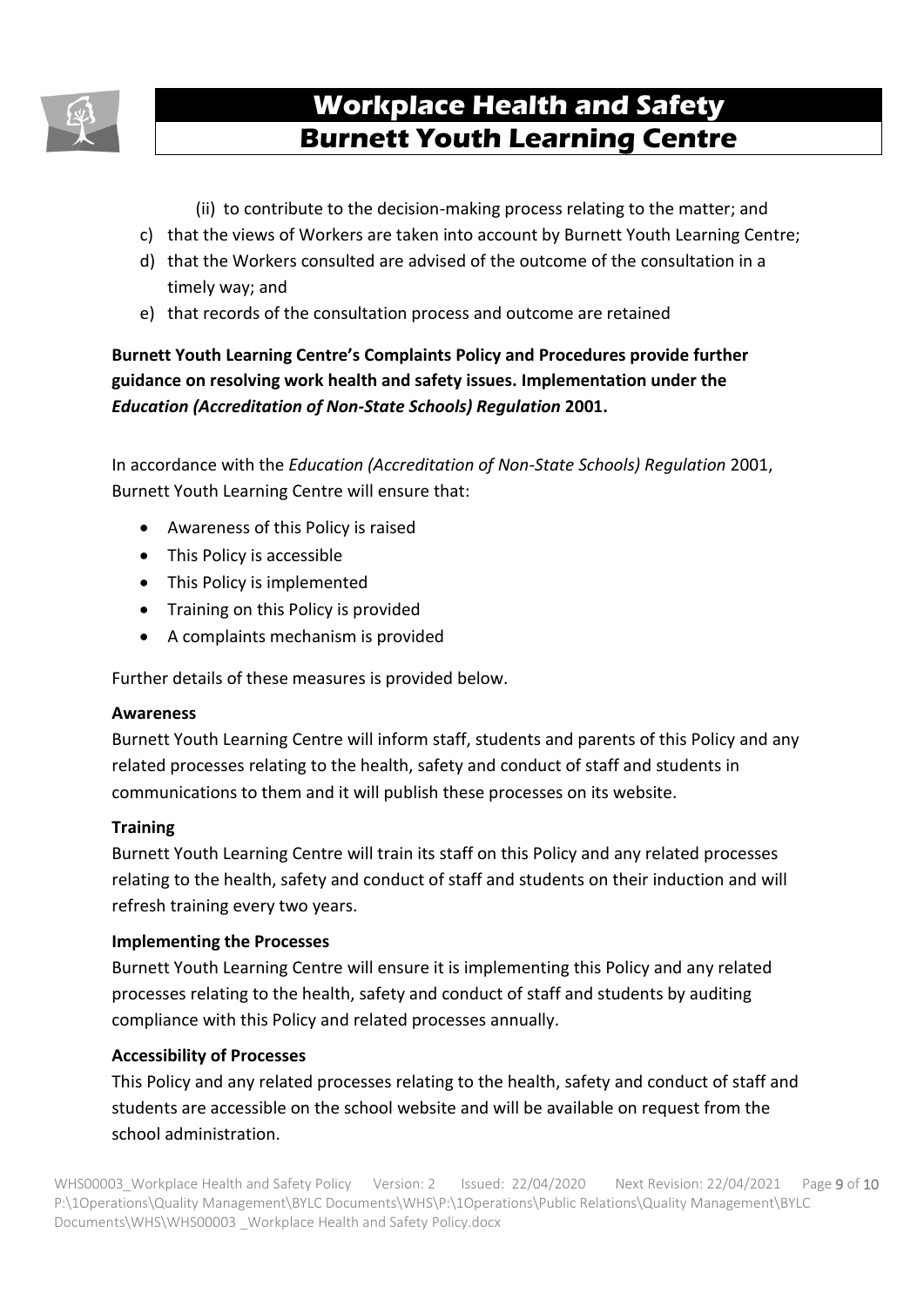(ii) to contribute to the decision-making process relating to the matter; and

c) that the views of Workers are taken into account by Burnett Youth Learning Centre;
d) that the Workers consulted are advised of the outcome of the consultation in a timely way; and
e) that records of the consultation process and outcome are retained

**Burnett Youth Learning Centre's Complaints Policy and Procedures provide further guidance on resolving work health and safety issues. Implementation under the *Education (Accreditation of Non-State Schools) Regulation* 2001.**

In accordance with the *Education (Accreditation of Non-State Schools) Regulation* 2001, Burnett Youth Learning Centre will ensure that:

- Awareness of this Policy is raised
- This Policy is accessible
- This Policy is implemented
- Training on this Policy is provided
- A complaints mechanism is provided

Further details of these measures is provided below.

**Awareness**

Burnett Youth Learning Centre will inform staff, students and parents of this Policy and any related processes relating to the health, safety and conduct of staff and students in communications to them and it will publish these processes on its website.

**Training**

Burnett Youth Learning Centre will train its staff on this Policy and any related processes relating to the health, safety and conduct of staff and students on their induction and will refresh training every two years.

**Implementing the Processes**

Burnett Youth Learning Centre will ensure it is implementing this Policy and any related processes relating to the health, safety and conduct of staff and students by auditing compliance with this Policy and related processes annually.

**Accessibility of Processes**

This Policy and any related processes relating to the health, safety and conduct of staff and students are accessible on the school website and will be available on request from the school administration.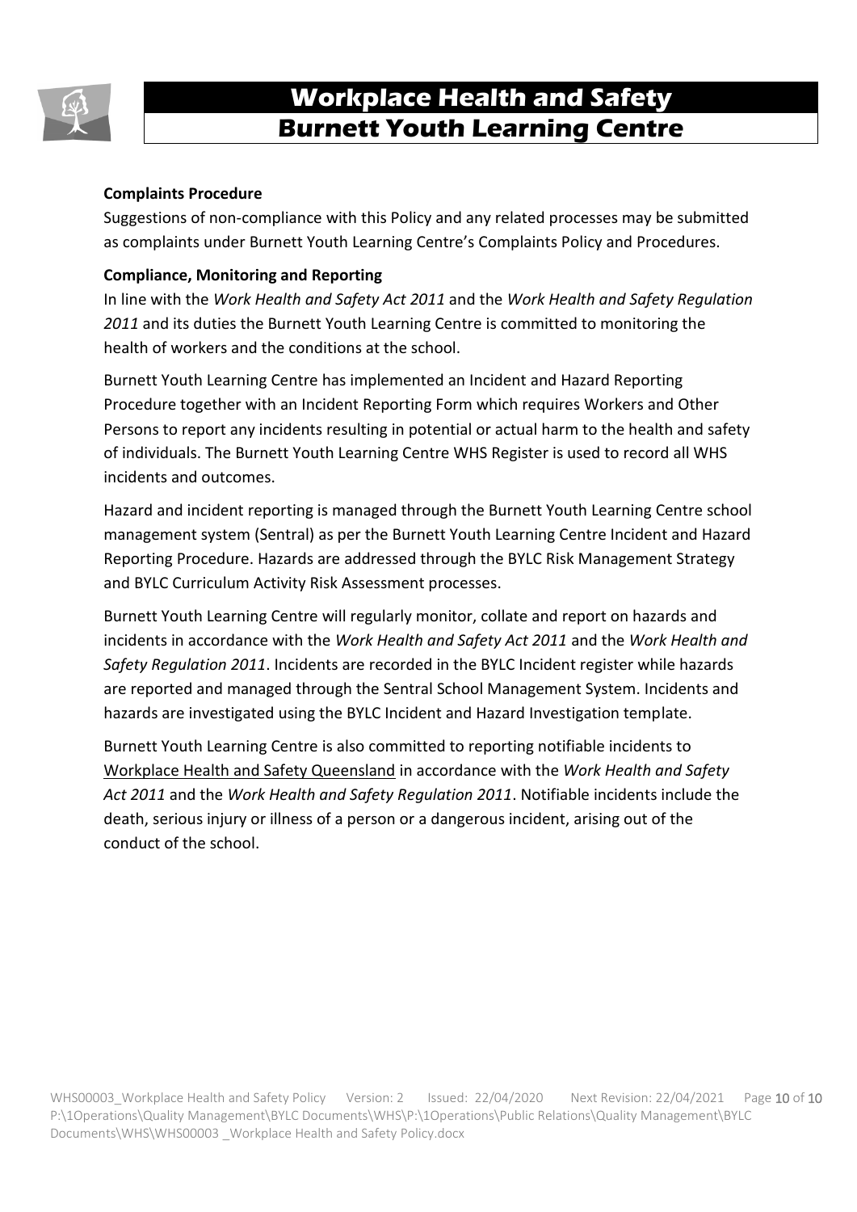**Complaints Procedure**

Suggestions of non-compliance with this Policy and any related processes may be submitted as complaints under Burnett Youth Learning Centre's Complaints Policy and Procedures.

**Compliance, Monitoring and Reporting**

In line with the *Work Health and Safety Act 2011* and the *Work Health and Safety Regulation 2011* and its duties the Burnett Youth Learning Centre is committed to monitoring the health of workers and the conditions at the school.

Burnett Youth Learning Centre has implemented an Incident and Hazard Reporting Procedure together with an Incident Reporting Form which requires Workers and Other Persons to report any incidents resulting in potential or actual harm to the health and safety of individuals. The Burnett Youth Learning Centre WHS Register is used to record all WHS incidents and outcomes.

Hazard and incident reporting is managed through the Burnett Youth Learning Centre school management system (Sentral) as per the Burnett Youth Learning Centre Incident and Hazard Reporting Procedure. Hazards are addressed through the BYLC Risk Management Strategy and BYLC Curriculum Activity Risk Assessment processes.

Burnett Youth Learning Centre will regularly monitor, collate and report on hazards and incidents in accordance with the *Work Health and Safety Act 2011* and the *Work Health and Safety Regulation 2011*. Incidents are recorded in the BYLC Incident register while hazards are reported and managed through the Sentral School Management System. Incidents and hazards are investigated using the BYLC Incident and Hazard Investigation template.

Burnett Youth Learning Centre is also committed to reporting notifiable incidents to Workplace Health and Safety Queensland in accordance with the *Work Health and Safety Act 2011* and the *Work Health and Safety Regulation 2011*. Notifiable incidents include the death, serious injury or illness of a person or a dangerous incident, arising out of the conduct of the school.